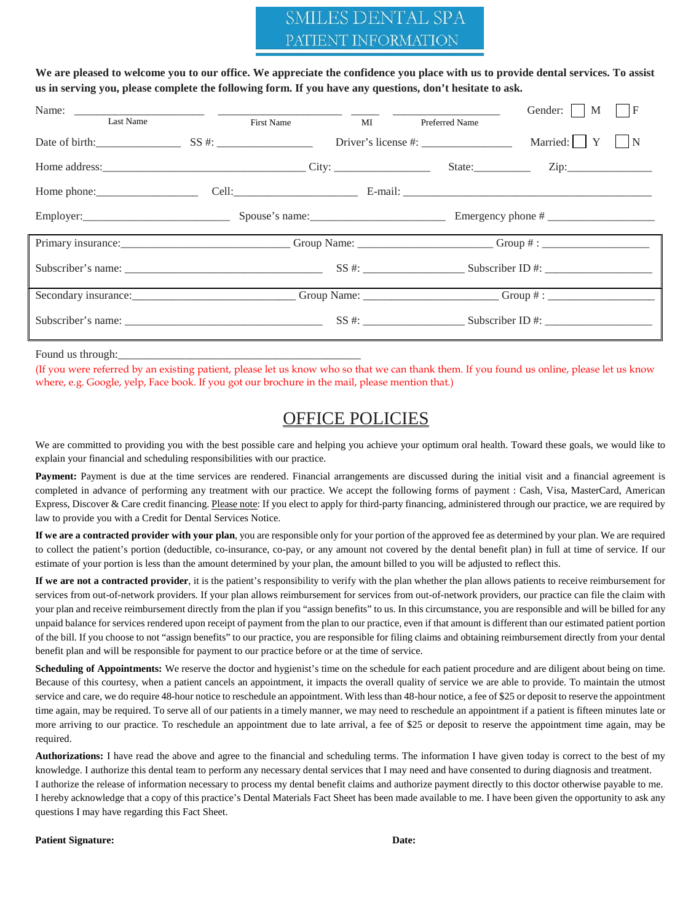# SMILES DENTAL SPA
## PATIENT INFORMATION

**We are pleased to welcome you to our office. We appreciate the confidence you place with us to provide dental services. To assist us in serving you, please complete the following form. If you have any questions, don't hesitate to ask.**

Name: ______________________ ______________________ _____ __________________ Gender: ☐ M ☐ F
Last Name First Name MI Preferred Name

Date of birth:_______________ SS #: _________________ Driver's license #: ________________ Married: ☐ Y ☐ N

Home address:____________________________________ City: _________________ State:__________ Zip:_______________

Home phone:__________________ Cell:______________________ E-mail: __________________________________________

Employer:_________________________ Spouse's name:_______________________ Emergency phone # ___________________

Primary insurance:_____________________________ Group Name: _______________________ Group # : __________________

Subscriber's name: __________________________________ SS #: _________________ Subscriber ID #: ___________________

Secondary insurance:_____________________________ Group Name: _______________________ Group # : __________________

Subscriber's name: __________________________________ SS #: _________________ Subscriber ID #: ___________________

Found us through:_____________________________________________

(If you were referred by an existing patient, please let us know who so that we can thank them. If you found us online, please let us know where, e.g. Google, yelp, Face book. If you got our brochure in the mail, please mention that.)

## OFFICE POLICIES

We are committed to providing you with the best possible care and helping you achieve your optimum oral health. Toward these goals, we would like to explain your financial and scheduling responsibilities with our practice.

**Payment:** Payment is due at the time services are rendered. Financial arrangements are discussed during the initial visit and a financial agreement is completed in advance of performing any treatment with our practice. We accept the following forms of payment : Cash, Visa, MasterCard, American Express, Discover & Care credit financing. Please note: If you elect to apply for third-party financing, administered through our practice, we are required by law to provide you with a Credit for Dental Services Notice.

**If we are a contracted provider with your plan**, you are responsible only for your portion of the approved fee as determined by your plan. We are required to collect the patient's portion (deductible, co-insurance, co-pay, or any amount not covered by the dental benefit plan) in full at time of service. If our estimate of your portion is less than the amount determined by your plan, the amount billed to you will be adjusted to reflect this.

**If we are not a contracted provider**, it is the patient's responsibility to verify with the plan whether the plan allows patients to receive reimbursement for services from out-of-network providers. If your plan allows reimbursement for services from out-of-network providers, our practice can file the claim with your plan and receive reimbursement directly from the plan if you "assign benefits" to us. In this circumstance, you are responsible and will be billed for any unpaid balance for services rendered upon receipt of payment from the plan to our practice, even if that amount is different than our estimated patient portion of the bill. If you choose to not "assign benefits" to our practice, you are responsible for filing claims and obtaining reimbursement directly from your dental benefit plan and will be responsible for payment to our practice before or at the time of service.

**Scheduling of Appointments:** We reserve the doctor and hygienist's time on the schedule for each patient procedure and are diligent about being on time. Because of this courtesy, when a patient cancels an appointment, it impacts the overall quality of service we are able to provide. To maintain the utmost service and care, we do require 48-hour notice to reschedule an appointment. With less than 48-hour notice, a fee of $25 or deposit to reserve the appointment time again, may be required. To serve all of our patients in a timely manner, we may need to reschedule an appointment if a patient is fifteen minutes late or more arriving to our practice. To reschedule an appointment due to late arrival, a fee of $25 or deposit to reserve the appointment time again, may be required.

**Authorizations:** I have read the above and agree to the financial and scheduling terms. The information I have given today is correct to the best of my knowledge. I authorize this dental team to perform any necessary dental services that I may need and have consented to during diagnosis and treatment.
I authorize the release of information necessary to process my dental benefit claims and authorize payment directly to this doctor otherwise payable to me.
I hereby acknowledge that a copy of this practice's Dental Materials Fact Sheet has been made available to me. I have been given the opportunity to ask any questions I may have regarding this Fact Sheet.

**Patient Signature:** **Date:**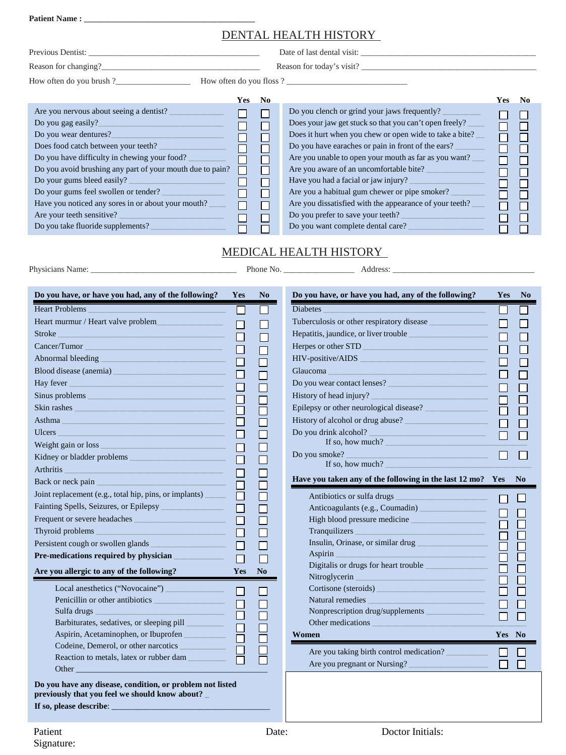Patient Name : ________________________________________

## DENTAL HEALTH HISTORY

Previous Dentist: ________________________________________ Date of last dental visit: ________________________________________

Reason for changing?________________________________________ Reason for today's visit? ________________________________________

How often do you brush ?__________________ How often do you floss ? ____________________________

| | Yes | No |
|---|---|---|
| Are you nervous about seeing a dentist? | ☐ | ☐ |
| Do you gag easily? | ☐ | ☐ |
| Do you wear dentures? | ☐ | ☐ |
| Does food catch between your teeth? | ☐ | ☐ |
| Do you have difficulty in chewing your food? | ☐ | ☐ |
| Do you avoid brushing any part of your mouth due to pain? | ☐ | ☐ |
| Do your gums bleed easily? | ☐ | ☐ |
| Do your gums feel swollen or tender? | ☐ | ☐ |
| Have you noticed any sores in or about your mouth? | ☐ | ☐ |
| Are your teeth sensitive? | ☐ | ☐ |
| Do you take fluoride supplements? | ☐ | ☐ |

| | Yes | No |
|---|---|---|
| Do you clench or grind your jaws frequently? | ☐ | ☐ |
| Does your jaw get stuck so that you can't open freely? | ☐ | ☐ |
| Does it hurt when you chew or open wide to take a bite? | ☐ | ☐ |
| Do you have earaches or pain in front of the ears? | ☐ | ☐ |
| Are you unable to open your mouth as far as you want? | ☐ | ☐ |
| Are you aware of an uncomfortable bite? | ☐ | ☐ |
| Have you had a facial or jaw injury? | ☐ | ☐ |
| Are you a habitual gum chewer or pipe smoker? | ☐ | ☐ |
| Are you dissatisfied with the appearance of your teeth? | ☐ | ☐ |
| Do you prefer to save your teeth? | ☐ | ☐ |
| Do you want complete dental care? | ☐ | ☐ |

## MEDICAL HEALTH HISTORY

Physicians Name: ___________________________________ Phone No. ________________ Address: ___________________________________

| **Do you have, or have you had, any of the following?** | **Yes** | **No** |
|---|---|---|
| Heart Problems | ☐ | ☐ |
| Heart murmur / Heart valve problem | ☐ | ☐ |
| Stroke | ☐ | ☐ |
| Cancer/Tumor | ☐ | ☐ |
| Abnormal bleeding | ☐ | ☐ |
| Blood disease (anemia) | ☐ | ☐ |
| Hay fever | ☐ | ☐ |
| Sinus problems | ☐ | ☐ |
| Skin rashes | ☐ | ☐ |
| Asthma | ☐ | ☐ |
| Ulcers | ☐ | ☐ |
| Weight gain or loss | ☐ | ☐ |
| Kidney or bladder problems | ☐ | ☐ |
| Arthritis | ☐ | ☐ |
| Back or neck pain | ☐ | ☐ |
| Joint replacement (e.g., total hip, pins, or implants) | ☐ | ☐ |
| Fainting Spells, Seizures, or Epilepsy | ☐ | ☐ |
| Frequent or severe headaches | ☐ | ☐ |
| Thyroid problems | ☐ | ☐ |
| Persistent cough or swollen glands | ☐ | ☐ |
| **Pre-medications required by physician** | ☐ | ☐ |

| **Are you allergic to any of the following?** | **Yes** | **No** |
|---|---|---|
| Local anesthetics ("Novocaine") | ☐ | ☐ |
| Penicillin or other antibiotics | ☐ | ☐ |
| Sulfa drugs | ☐ | ☐ |
| Barbiturates, sedatives, or sleeping pill | ☐ | ☐ |
| Aspirin, Acetaminophen, or Ibuprofen | ☐ | ☐ |
| Codeine, Demerol, or other narcotics | ☐ | ☐ |
| Reaction to metals, latex or rubber dam | ☐ | ☐ |
| Other ________________________________________ | | |

**Do you have any disease, condition, or problem not listed previously that you feel we should know about?** _

**If so, please describe**: ________________________________________

| **Do you have, or have you had, any of the following?** | **Yes** | **No** |
|---|---|---|
| Diabetes | ☐ | ☐ |
| Tuberculosis or other respiratory disease | ☐ | ☐ |
| Hepatitis, jaundice, or liver trouble | ☐ | ☐ |
| Herpes or other STD | ☐ | ☐ |
| HIV-positive/AIDS | ☐ | ☐ |
| Glaucoma | ☐ | ☐ |
| Do you wear contact lenses? | ☐ | ☐ |
| History of head injury? | ☐ | ☐ |
| Epilepsy or other neurological disease? | ☐ | ☐ |
| History of alcohol or drug abuse? | ☐ | ☐ |
| Do you drink alcohol? If so, how much? ____________ | ☐ | ☐ |
| Do you smoke? If so, how much? ____________ | ☐ | ☐ |

| **Have you taken any of the following in the last 12 mo?** | **Yes** | **No** |
|---|---|---|
| Antibiotics or sulfa drugs | ☐ | ☐ |
| Anticoagulants (e.g., Coumadin) | ☐ | ☐ |
| High blood pressure medicine | ☐ | ☐ |
| Tranquilizers | ☐ | ☐ |
| Insulin, Orinase, or similar drug | ☐ | ☐ |
| Aspirin | ☐ | ☐ |
| Digitalis or drugs for heart trouble | ☐ | ☐ |
| Nitroglycerin | ☐ | ☐ |
| Cortisone (steroids) | ☐ | ☐ |
| Natural remedies | ☐ | ☐ |
| Nonprescription drug/supplements | ☐ | ☐ |
| Other medications ____________ | | |

| **Women** | **Yes** | **No** |
|---|---|---|
| Are you taking birth control medication? | ☐ | ☐ |
| Are you pregnant or Nursing? | ☐ | ☐ |

Patient Signature: Date: Doctor Initials: